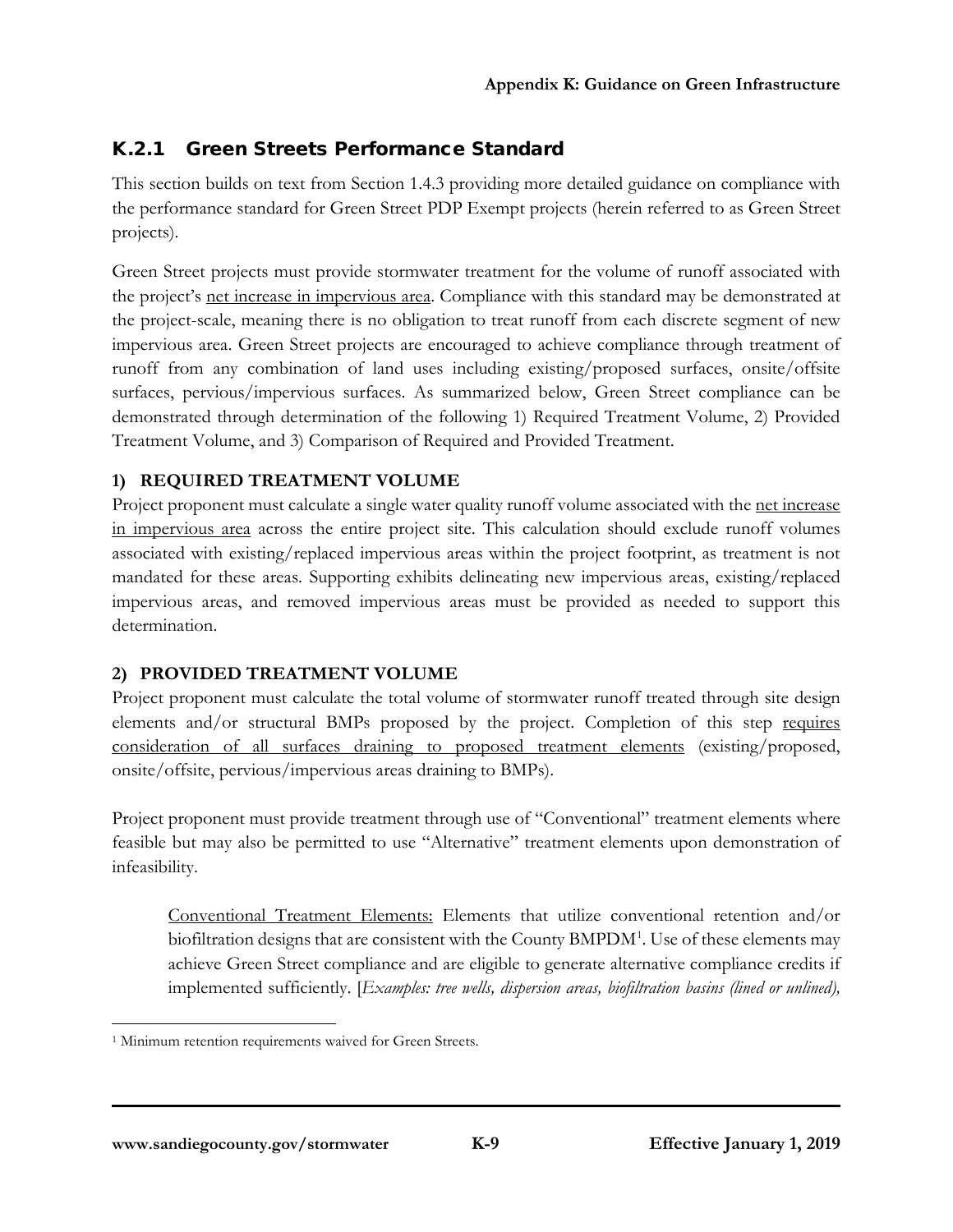## K.2.1 Green Streets Performance Standard

This section builds on text from Section 1.4.3 providing more detailed guidance on compliance with the performance standard for Green Street PDP Exempt projects (herein referred to as Green Street projects).

Green Street projects must provide stormwater treatment for the volume of runoff associated with the project's net increase in impervious area. Compliance with this standard may be demonstrated at the project-scale, meaning there is no obligation to treat runoff from each discrete segment of new impervious area. Green Street projects are encouraged to achieve compliance through treatment of runoff from any combination of land uses including existing/proposed surfaces, onsite/offsite surfaces, pervious/impervious surfaces. As summarized below, Green Street compliance can be demonstrated through determination of the following 1) Required Treatment Volume, 2) Provided Treatment Volume, and 3) Comparison of Required and Provided Treatment.

### 1) REQUIRED TREATMENT VOLUME

Project proponent must calculate a single water quality runoff volume associated with the net increase in impervious area across the entire project site. This calculation should exclude runoff volumes associated with existing/replaced impervious areas within the project footprint, as treatment is not mandated for these areas. Supporting exhibits delineating new impervious areas, existing/replaced impervious areas, and removed impervious areas must be provided as needed to support this determination.

### 2) PROVIDED TREATMENT VOLUME

Project proponent must calculate the total volume of stormwater runoff treated through site design elements and/or structural BMPs proposed by the project. Completion of this step requires consideration of all surfaces draining to proposed treatment elements (existing/proposed, onsite/offsite, pervious/impervious areas draining to BMPs).

Project proponent must provide treatment through use of "Conventional" treatment elements where feasible but may also be permitted to use "Alternative" treatment elements upon demonstration of infeasibility.

> Conventional Treatment Elements: Elements that utilize conventional retention and/or biofiltration designs that are consistent with the County BMPDM[1]. Use of these elements may achieve Green Street compliance and are eligible to generate alternative compliance credits if implemented sufficiently. [*Examples: tree wells, dispersion areas, biofiltration basins (lined or unlined),*

---

[1] Minimum retention requirements waived for Green Streets.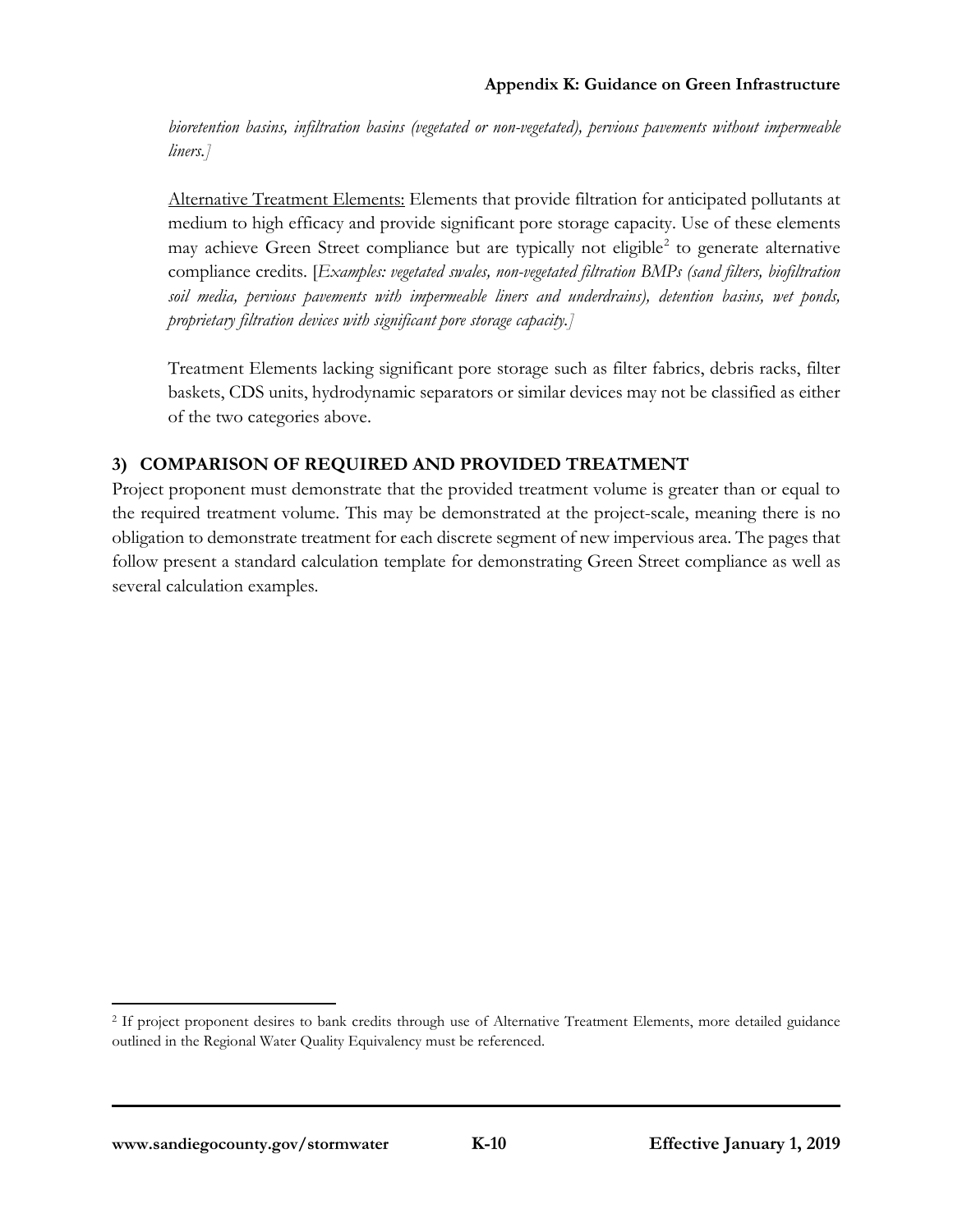*bioretention basins, infiltration basins (vegetated or non-vegetated), pervious pavements without impermeable liners.]*

Alternative Treatment Elements: Elements that provide filtration for anticipated pollutants at medium to high efficacy and provide significant pore storage capacity. Use of these elements may achieve Green Street compliance but are typically not eligible[2] to generate alternative compliance credits. [*Examples: vegetated swales, non-vegetated filtration BMPs (sand filters, biofiltration soil media, pervious pavements with impermeable liners and underdrains), detention basins, wet ponds, proprietary filtration devices with significant pore storage capacity.]*

Treatment Elements lacking significant pore storage such as filter fabrics, debris racks, filter baskets, CDS units, hydrodynamic separators or similar devices may not be classified as either of the two categories above.

## 3) COMPARISON OF REQUIRED AND PROVIDED TREATMENT

Project proponent must demonstrate that the provided treatment volume is greater than or equal to the required treatment volume. This may be demonstrated at the project-scale, meaning there is no obligation to demonstrate treatment for each discrete segment of new impervious area. The pages that follow present a standard calculation template for demonstrating Green Street compliance as well as several calculation examples.

---

[2] If project proponent desires to bank credits through use of Alternative Treatment Elements, more detailed guidance outlined in the Regional Water Quality Equivalency must be referenced.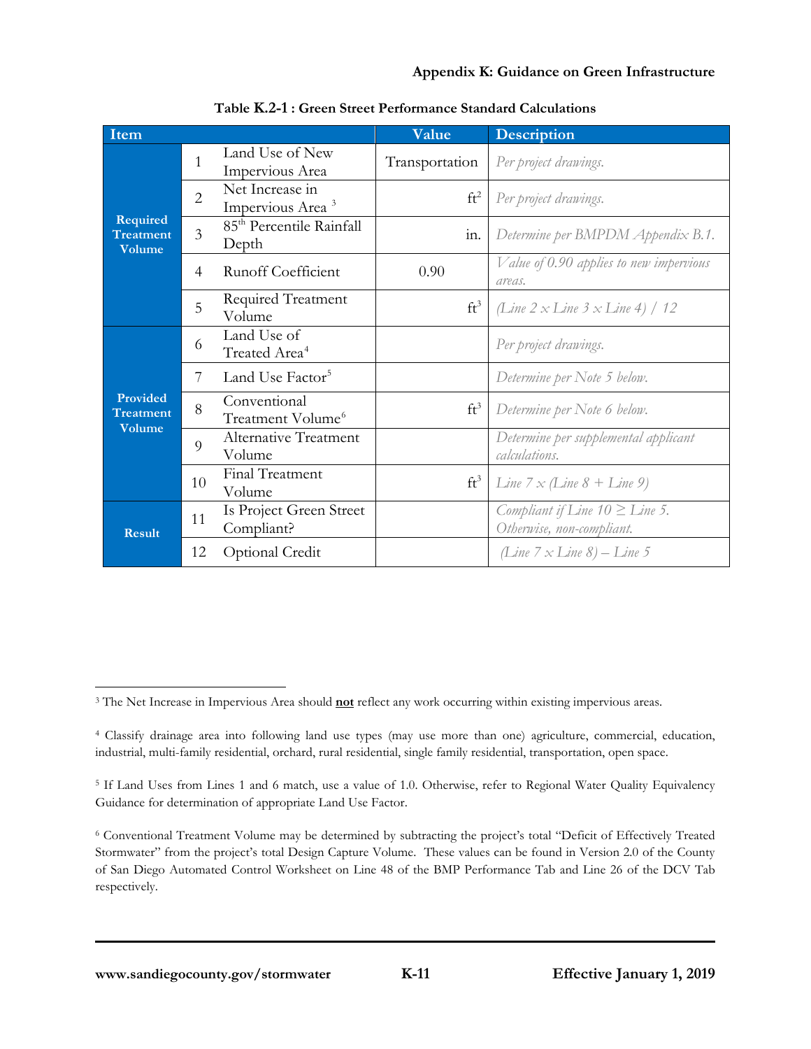**Table K.2-1 : Green Street Performance Standard Calculations**

| Item | | | Value | Description |
|---|---|---|---|---|
| Required Treatment Volume | 1 | Land Use of New Impervious Area | Transportation | *Per project drawings.* |
| | 2 | Net Increase in Impervious Area [3] | $ft^2$ | *Per project drawings.* |
| | 3 | $85^{th}$ Percentile Rainfall Depth | in. | *Determine per BMPDM Appendix B.1.* |
| | 4 | Runoff Coefficient | 0.90 | *Value of 0.90 applies to new impervious areas.* |
| | 5 | Required Treatment Volume | $ft^3$ | *(Line 2 x Line 3 x Line 4) / 12* |
| Provided Treatment Volume | 6 | Land Use of Treated Area[4] | | *Per project drawings.* |
| | 7 | Land Use Factor[5] | | *Determine per Note 5 below.* |
| | 8 | Conventional Treatment Volume[6] | $ft^3$ | *Determine per Note 6 below.* |
| | 9 | Alternative Treatment Volume | | *Determine per supplemental applicant calculations.* |
| | 10 | Final Treatment Volume | $ft^3$ | *Line 7 x (Line 8 + Line 9)* |
| Result | 11 | Is Project Green Street Compliant? | | *Compliant if Line 10 ≥ Line 5. Otherwise, non-compliant.* |
| | 12 | Optional Credit | | *(Line 7 x Line 8) – Line 5* |

[3] The Net Increase in Impervious Area should **not** reflect any work occurring within existing impervious areas.

[4] Classify drainage area into following land use types (may use more than one) agriculture, commercial, education, industrial, multi-family residential, orchard, rural residential, single family residential, transportation, open space.

[5] If Land Uses from Lines 1 and 6 match, use a value of 1.0. Otherwise, refer to Regional Water Quality Equivalency Guidance for determination of appropriate Land Use Factor.

[6] Conventional Treatment Volume may be determined by subtracting the project's total "Deficit of Effectively Treated Stormwater" from the project's total Design Capture Volume. These values can be found in Version 2.0 of the County of San Diego Automated Control Worksheet on Line 48 of the BMP Performance Tab and Line 26 of the DCV Tab respectively.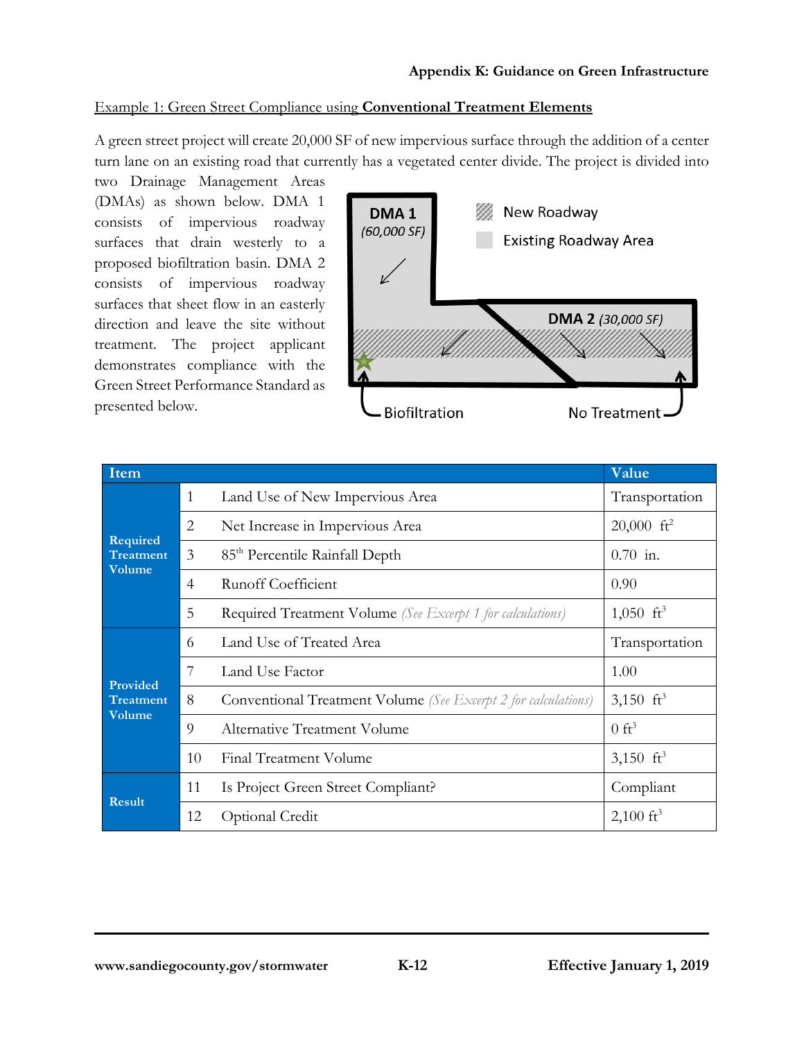Example 1: Green Street Compliance using **Conventional Treatment Elements**

A green street project will create 20,000 SF of new impervious surface through the addition of a center turn lane on an existing road that currently has a vegetated center divide. The project is divided into two Drainage Management Areas (DMAs) as shown below. DMA 1 consists of impervious roadway surfaces that drain westerly to a proposed biofiltration basin. DMA 2 consists of impervious roadway surfaces that sheet flow in an easterly direction and leave the site without treatment. The project applicant demonstrates compliance with the Green Street Performance Standard as presented below.

| Item | | | Value |
|---|---|---|---|
| Required Treatment Volume | 1 | Land Use of New Impervious Area | Transportation |
| | 2 | Net Increase in Impervious Area | 20,000 ft$^2$ |
| | 3 | 85$^{th}$ Percentile Rainfall Depth | 0.70 in. |
| | 4 | Runoff Coefficient | 0.90 |
| | 5 | Required Treatment Volume *(See Excerpt 1 for calculations)* | 1,050 ft$^3$ |
| Provided Treatment Volume | 6 | Land Use of Treated Area | Transportation |
| | 7 | Land Use Factor | 1.00 |
| | 8 | Conventional Treatment Volume *(See Excerpt 2 for calculations)* | 3,150 ft$^3$ |
| | 9 | Alternative Treatment Volume | 0 ft$^3$ |
| | 10 | Final Treatment Volume | 3,150 ft$^3$ |
| Result | 11 | Is Project Green Street Compliant? | Compliant |
| | 12 | Optional Credit | 2,100 ft$^3$ |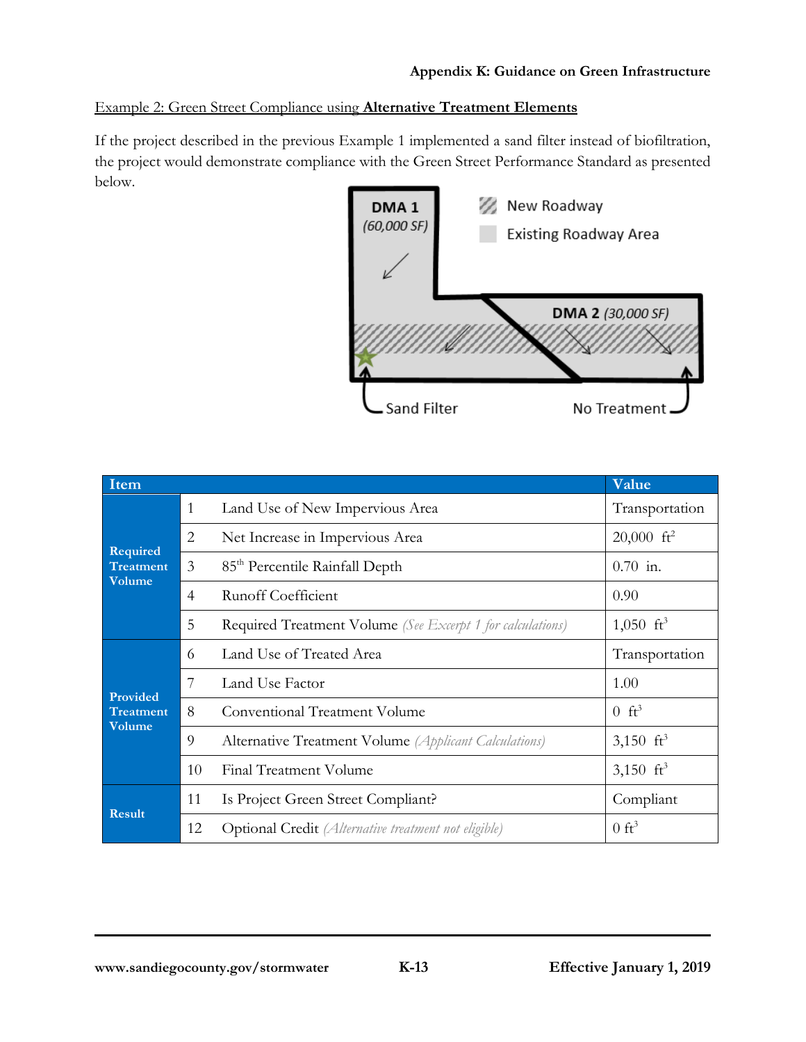Example 2: Green Street Compliance using **Alternative Treatment Elements**

If the project described in the previous Example 1 implemented a sand filter instead of biofiltration, the project would demonstrate compliance with the Green Street Performance Standard as presented below.

| Item | | | Value |
|---|---|---|---|
| Required Treatment Volume | 1 | Land Use of New Impervious Area | Transportation |
| | 2 | Net Increase in Impervious Area | 20,000 $ft^2$ |
| | 3 | 85th Percentile Rainfall Depth | 0.70 in. |
| | 4 | Runoff Coefficient | 0.90 |
| | 5 | Required Treatment Volume *(See Excerpt 1 for calculations)* | 1,050 $ft^3$ |
| Provided Treatment Volume | 6 | Land Use of Treated Area | Transportation |
| | 7 | Land Use Factor | 1.00 |
| | 8 | Conventional Treatment Volume | 0 $ft^3$ |
| | 9 | Alternative Treatment Volume *(Applicant Calculations)* | 3,150 $ft^3$ |
| | 10 | Final Treatment Volume | 3,150 $ft^3$ |
| Result | 11 | Is Project Green Street Compliant? | Compliant |
| | 12 | Optional Credit *(Alternative treatment not eligible)* | 0 $ft^3$ |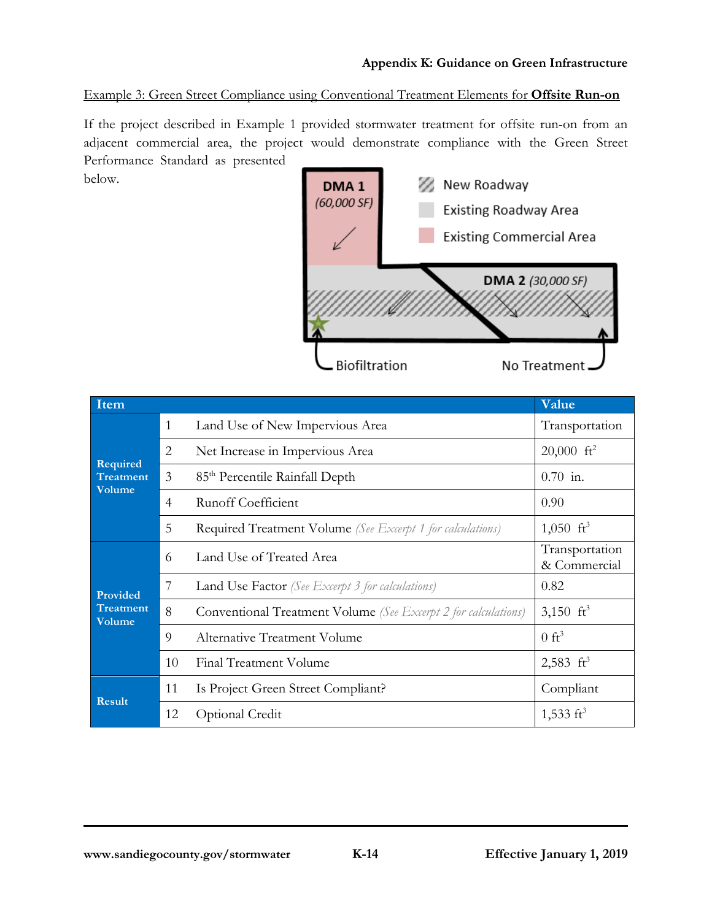Example 3: Green Street Compliance using Conventional Treatment Elements for **Offsite Run-on**

If the project described in Example 1 provided stormwater treatment for offsite run-on from an adjacent commercial area, the project would demonstrate compliance with the Green Street Performance Standard as presented below.

DMA 1 (60,000 SF)

DMA 2 (30,000 SF)

New Roadway

Existing Roadway Area

Existing Commercial Area

Biofiltration

No Treatment

| Item | | | Value |
|---|---|---|---|
| Required Treatment Volume | 1 | Land Use of New Impervious Area | Transportation |
| | 2 | Net Increase in Impervious Area | 20,000 ft$^2$ |
| | 3 | 85$^{th}$ Percentile Rainfall Depth | 0.70 in. |
| | 4 | Runoff Coefficient | 0.90 |
| | 5 | Required Treatment Volume *(See Excerpt 1 for calculations)* | 1,050 ft$^3$ |
| Provided Treatment Volume | 6 | Land Use of Treated Area | Transportation & Commercial |
| | 7 | Land Use Factor *(See Excerpt 3 for calculations)* | 0.82 |
| | 8 | Conventional Treatment Volume *(See Excerpt 2 for calculations)* | 3,150 ft$^3$ |
| | 9 | Alternative Treatment Volume | 0 ft$^3$ |
| | 10 | Final Treatment Volume | 2,583 ft$^3$ |
| Result | 11 | Is Project Green Street Compliant? | Compliant |
| | 12 | Optional Credit | 1,533 ft$^3$ |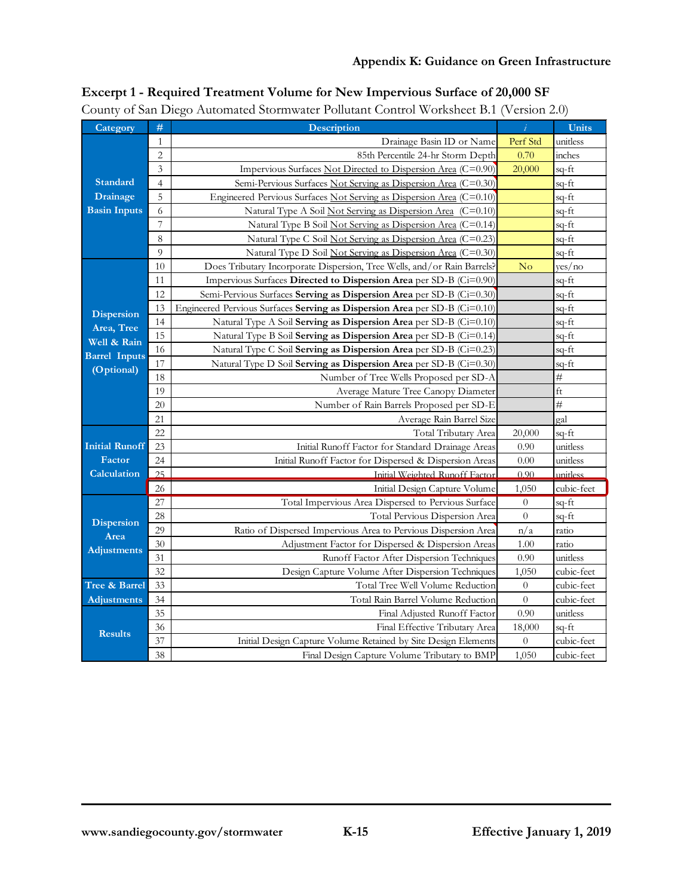**Excerpt 1 - Required Treatment Volume for New Impervious Surface of 20,000 SF**

County of San Diego Automated Stormwater Pollutant Control Worksheet B.1 (Version 2.0)

| Category | # | Description | i | Units |
|---|---|---|---|---|
| Standard Drainage Basin Inputs | 1 | Drainage Basin ID or Name | Perf Std | unitless |
| | 2 | 85th Percentile 24-hr Storm Depth | 0.70 | inches |
| | 3 | Impervious Surfaces Not Directed to Dispersion Area (C=0.90) | 20,000 | sq-ft |
| | 4 | Semi-Pervious Surfaces Not Serving as Dispersion Area (C=0.30) | | sq-ft |
| | 5 | Engineered Pervious Surfaces Not Serving as Dispersion Area (C=0.10) | | sq-ft |
| | 6 | Natural Type A Soil Not Serving as Dispersion Area (C=0.10) | | sq-ft |
| | 7 | Natural Type B Soil Not Serving as Dispersion Area (C=0.14) | | sq-ft |
| | 8 | Natural Type C Soil Not Serving as Dispersion Area (C=0.23) | | sq-ft |
| | 9 | Natural Type D Soil Not Serving as Dispersion Area (C=0.30) | | sq-ft |
| Dispersion Area, Tree Well & Rain Barrel Inputs (Optional) | 10 | Does Tributary Incorporate Dispersion, Tree Wells, and/or Rain Barrels? | No | yes/no |
| | 11 | Impervious Surfaces **Directed to Dispersion Area** per SD-B (Ci=0.90) | | sq-ft |
| | 12 | Semi-Pervious Surfaces **Serving as Dispersion Area** per SD-B (Ci=0.30) | | sq-ft |
| | 13 | Engineered Pervious Surfaces **Serving as Dispersion Area** per SD-B (Ci=0.10) | | sq-ft |
| | 14 | Natural Type A Soil **Serving as Dispersion Area** per SD-B (Ci=0.10) | | sq-ft |
| | 15 | Natural Type B Soil **Serving as Dispersion Area** per SD-B (Ci=0.14) | | sq-ft |
| | 16 | Natural Type C Soil **Serving as Dispersion Area** per SD-B (Ci=0.23) | | sq-ft |
| | 17 | Natural Type D Soil **Serving as Dispersion Area** per SD-B (Ci=0.30) | | sq-ft |
| | 18 | Number of Tree Wells Proposed per SD-A | | # |
| | 19 | Average Mature Tree Canopy Diameter | | ft |
| | 20 | Number of Rain Barrels Proposed per SD-E | | # |
| | 21 | Average Rain Barrel Size | | gal |
| Initial Runoff Factor Calculation | 22 | Total Tributary Area | 20,000 | sq-ft |
| | 23 | Initial Runoff Factor for Standard Drainage Areas | 0.90 | unitless |
| | 24 | Initial Runoff Factor for Dispersed & Dispersion Areas | 0.00 | unitless |
| | 25 | Initial Weighted Runoff Factor | 0.90 | unitless |
| | 26 | Initial Design Capture Volume | 1,050 | cubic-feet |
| Dispersion Area Adjustments | 27 | Total Impervious Area Dispersed to Pervious Surface | 0 | sq-ft |
| | 28 | Total Pervious Dispersion Area | 0 | sq-ft |
| | 29 | Ratio of Dispersed Impervious Area to Pervious Dispersion Area | n/a | ratio |
| | 30 | Adjustment Factor for Dispersed & Dispersion Areas | 1.00 | ratio |
| | 31 | Runoff Factor After Dispersion Techniques | 0.90 | unitless |
| | 32 | Design Capture Volume After Dispersion Techniques | 1,050 | cubic-feet |
| Tree & Barrel Adjustments | 33 | Total Tree Well Volume Reduction | 0 | cubic-feet |
| | 34 | Total Rain Barrel Volume Reduction | 0 | cubic-feet |
| Results | 35 | Final Adjusted Runoff Factor | 0.90 | unitless |
| | 36 | Final Effective Tributary Area | 18,000 | sq-ft |
| | 37 | Initial Design Capture Volume Retained by Site Design Elements | 0 | cubic-feet |
| | 38 | Final Design Capture Volume Tributary to BMP | 1,050 | cubic-feet |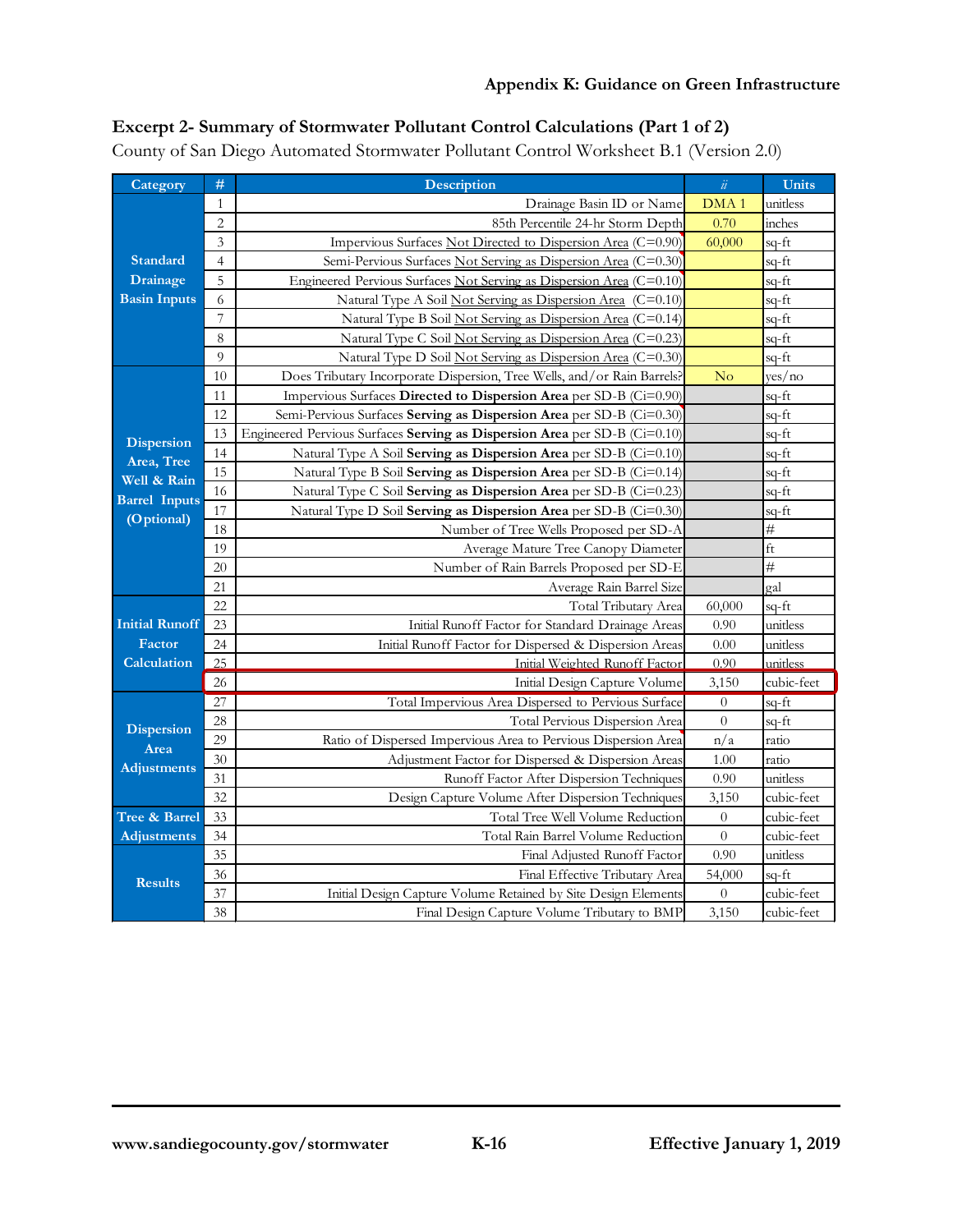**Excerpt 2- Summary of Stormwater Pollutant Control Calculations (Part 1 of 2)**

County of San Diego Automated Stormwater Pollutant Control Worksheet B.1 (Version 2.0)

| Category | # | Description | *ii* | Units |
|---|---|---|---|---|
| Standard Drainage Basin Inputs | 1 | Drainage Basin ID or Name | DMA 1 | unitless |
| | 2 | 85th Percentile 24-hr Storm Depth | 0.70 | inches |
| | 3 | Impervious Surfaces Not Directed to Dispersion Area (C=0.90) | 60,000 | sq-ft |
| | 4 | Semi-Pervious Surfaces Not Serving as Dispersion Area (C=0.30) | | sq-ft |
| | 5 | Engineered Pervious Surfaces Not Serving as Dispersion Area (C=0.10) | | sq-ft |
| | 6 | Natural Type A Soil Not Serving as Dispersion Area (C=0.10) | | sq-ft |
| | 7 | Natural Type B Soil Not Serving as Dispersion Area (C=0.14) | | sq-ft |
| | 8 | Natural Type C Soil Not Serving as Dispersion Area (C=0.23) | | sq-ft |
| | 9 | Natural Type D Soil Not Serving as Dispersion Area (C=0.30) | | sq-ft |
| Dispersion Area, Tree Well & Rain Barrel Inputs (Optional) | 10 | Does Tributary Incorporate Dispersion, Tree Wells, and/or Rain Barrels? | No | yes/no |
| | 11 | Impervious Surfaces **Directed to Dispersion Area** per SD-B (Ci=0.90) | | sq-ft |
| | 12 | Semi-Pervious Surfaces **Serving as Dispersion Area** per SD-B (Ci=0.30) | | sq-ft |
| | 13 | Engineered Pervious Surfaces **Serving as Dispersion Area** per SD-B (Ci=0.10) | | sq-ft |
| | 14 | Natural Type A Soil **Serving as Dispersion Area** per SD-B (Ci=0.10) | | sq-ft |
| | 15 | Natural Type B Soil **Serving as Dispersion Area** per SD-B (Ci=0.14) | | sq-ft |
| | 16 | Natural Type C Soil **Serving as Dispersion Area** per SD-B (Ci=0.23) | | sq-ft |
| | 17 | Natural Type D Soil **Serving as Dispersion Area** per SD-B (Ci=0.30) | | sq-ft |
| | 18 | Number of Tree Wells Proposed per SD-A | | # |
| | 19 | Average Mature Tree Canopy Diameter | | ft |
| | 20 | Number of Rain Barrels Proposed per SD-E | | # |
| | 21 | Average Rain Barrel Size | | gal |
| Initial Runoff Factor Calculation | 22 | Total Tributary Area | 60,000 | sq-ft |
| | 23 | Initial Runoff Factor for Standard Drainage Areas | 0.90 | unitless |
| | 24 | Initial Runoff Factor for Dispersed & Dispersion Areas | 0.00 | unitless |
| | 25 | Initial Weighted Runoff Factor | 0.90 | unitless |
| | 26 | Initial Design Capture Volume | 3,150 | cubic-feet |
| Dispersion Area Adjustments | 27 | Total Impervious Area Dispersed to Pervious Surface | 0 | sq-ft |
| | 28 | Total Pervious Dispersion Area | 0 | sq-ft |
| | 29 | Ratio of Dispersed Impervious Area to Pervious Dispersion Area | n/a | ratio |
| | 30 | Adjustment Factor for Dispersed & Dispersion Areas | 1.00 | ratio |
| | 31 | Runoff Factor After Dispersion Techniques | 0.90 | unitless |
| | 32 | Design Capture Volume After Dispersion Techniques | 3,150 | cubic-feet |
| Tree & Barrel Adjustments | 33 | Total Tree Well Volume Reduction | 0 | cubic-feet |
| | 34 | Total Rain Barrel Volume Reduction | 0 | cubic-feet |
| Results | 35 | Final Adjusted Runoff Factor | 0.90 | unitless |
| | 36 | Final Effective Tributary Area | 54,000 | sq-ft |
| | 37 | Initial Design Capture Volume Retained by Site Design Elements | 0 | cubic-feet |
| | 38 | Final Design Capture Volume Tributary to BMP | 3,150 | cubic-feet |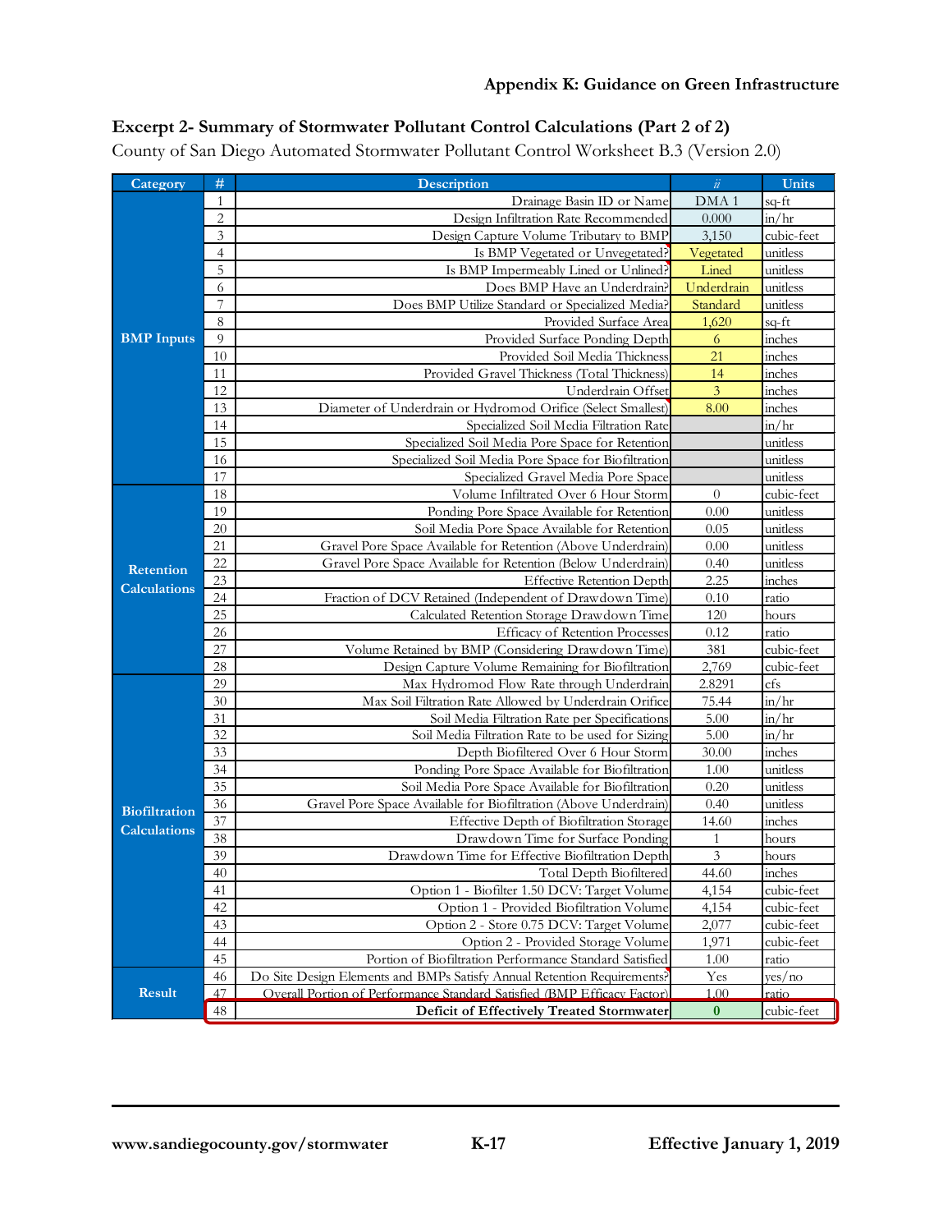**Excerpt 2- Summary of Stormwater Pollutant Control Calculations (Part 2 of 2)**

County of San Diego Automated Stormwater Pollutant Control Worksheet B.3 (Version 2.0)

| Category | # | Description | ii | Units |
|---|---|---|---|---|
| BMP Inputs | 1 | Drainage Basin ID or Name | DMA 1 | sq-ft |
| | 2 | Design Infiltration Rate Recommended | 0.000 | in/hr |
| | 3 | Design Capture Volume Tributary to BMP | 3,150 | cubic-feet |
| | 4 | Is BMP Vegetated or Unvegetated? | Vegetated | unitless |
| | 5 | Is BMP Impermeably Lined or Unlined? | Lined | unitless |
| | 6 | Does BMP Have an Underdrain? | Underdrain | unitless |
| | 7 | Does BMP Utilize Standard or Specialized Media? | Standard | unitless |
| | 8 | Provided Surface Area | 1,620 | sq-ft |
| | 9 | Provided Surface Ponding Depth | 6 | inches |
| | 10 | Provided Soil Media Thickness | 21 | inches |
| | 11 | Provided Gravel Thickness (Total Thickness) | 14 | inches |
| | 12 | Underdrain Offset | 3 | inches |
| | 13 | Diameter of Underdrain or Hydromod Orifice (Select Smallest) | 8.00 | inches |
| | 14 | Specialized Soil Media Filtration Rate | | in/hr |
| | 15 | Specialized Soil Media Pore Space for Retention | | unitless |
| | 16 | Specialized Soil Media Pore Space for Biofiltration | | unitless |
| | 17 | Specialized Gravel Media Pore Space | | unitless |
| Retention Calculations | 18 | Volume Infiltrated Over 6 Hour Storm | 0 | cubic-feet |
| | 19 | Ponding Pore Space Available for Retention | 0.00 | unitless |
| | 20 | Soil Media Pore Space Available for Retention | 0.05 | unitless |
| | 21 | Gravel Pore Space Available for Retention (Above Underdrain) | 0.00 | unitless |
| | 22 | Gravel Pore Space Available for Retention (Below Underdrain) | 0.40 | unitless |
| | 23 | Effective Retention Depth | 2.25 | inches |
| | 24 | Fraction of DCV Retained (Independent of Drawdown Time) | 0.10 | ratio |
| | 25 | Calculated Retention Storage Drawdown Time | 120 | hours |
| | 26 | Efficacy of Retention Processes | 0.12 | ratio |
| | 27 | Volume Retained by BMP (Considering Drawdown Time) | 381 | cubic-feet |
| | 28 | Design Capture Volume Remaining for Biofiltration | 2,769 | cubic-feet |
| Biofiltration Calculations | 29 | Max Hydromod Flow Rate through Underdrain | 2.8291 | cfs |
| | 30 | Max Soil Filtration Rate Allowed by Underdrain Orifice | 75.44 | in/hr |
| | 31 | Soil Media Filtration Rate per Specifications | 5.00 | in/hr |
| | 32 | Soil Media Filtration Rate to be used for Sizing | 5.00 | in/hr |
| | 33 | Depth Biofiltered Over 6 Hour Storm | 30.00 | inches |
| | 34 | Ponding Pore Space Available for Biofiltration | 1.00 | unitless |
| | 35 | Soil Media Pore Space Available for Biofiltration | 0.20 | unitless |
| | 36 | Gravel Pore Space Available for Biofiltration (Above Underdrain) | 0.40 | unitless |
| | 37 | Effective Depth of Biofiltration Storage | 14.60 | inches |
| | 38 | Drawdown Time for Surface Ponding | 1 | hours |
| | 39 | Drawdown Time for Effective Biofiltration Depth | 3 | hours |
| | 40 | Total Depth Biofiltered | 44.60 | inches |
| | 41 | Option 1 - Biofilter 1.50 DCV: Target Volume | 4,154 | cubic-feet |
| | 42 | Option 1 - Provided Biofiltration Volume | 4,154 | cubic-feet |
| | 43 | Option 2 - Store 0.75 DCV: Target Volume | 2,077 | cubic-feet |
| | 44 | Option 2 - Provided Storage Volume | 1,971 | cubic-feet |
| | 45 | Portion of Biofiltration Performance Standard Satisfied | 1.00 | ratio |
| Result | 46 | Do Site Design Elements and BMPs Satisfy Annual Retention Requirements? | Yes | yes/no |
| | 47 | Overall Portion of Performance Standard Satisfied (BMP Efficacy Factor) | 1.00 | ratio |
| | 48 | **Deficit of Effectively Treated Stormwater** | **0** | cubic-feet |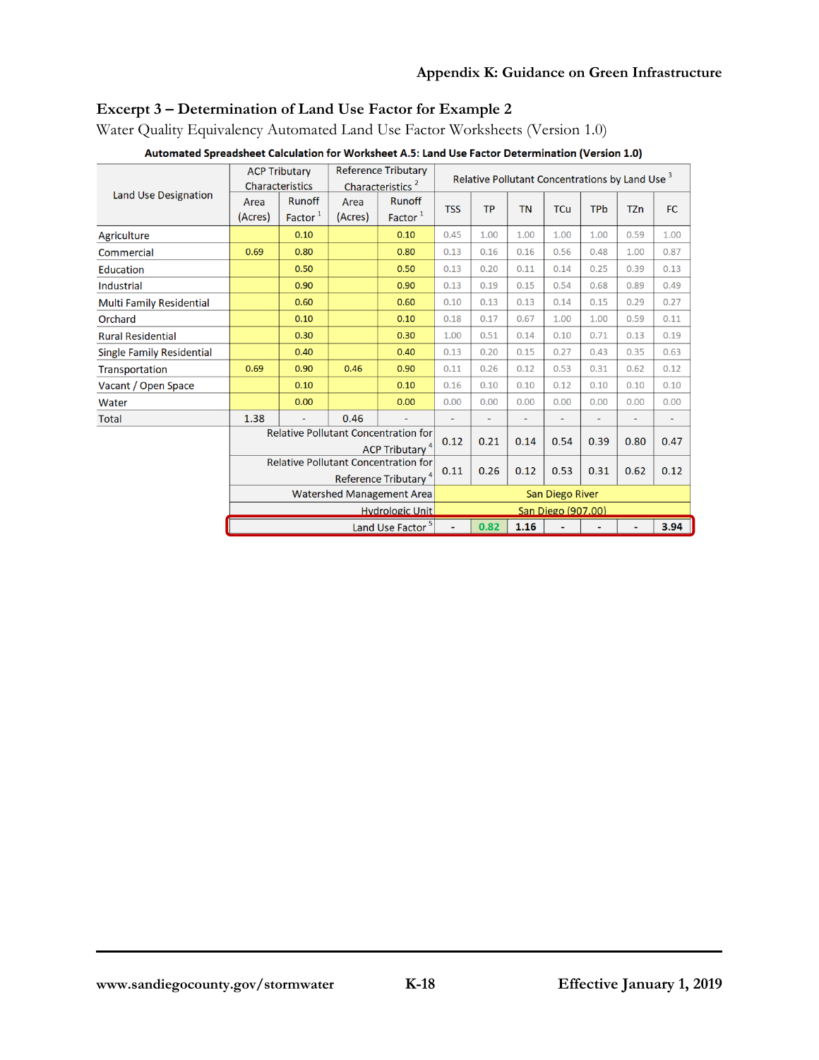## Excerpt 3 – Determination of Land Use Factor for Example 2

Water Quality Equivalency Automated Land Use Factor Worksheets (Version 1.0)

**Automated Spreadsheet Calculation for Worksheet A.5: Land Use Factor Determination (Version 1.0)**

| Land Use Designation | ACP Tributary Characteristics | | Reference Tributary Characteristics[2] | | Relative Pollutant Concentrations by Land Use[3] | | | | | | |
|---|---|---|---|---|---|---|---|---|---|---|---|
| | Area (Acres) | Runoff Factor[1] | Area (Acres) | Runoff Factor[1] | TSS | TP | TN | TCu | TPb | TZn | FC |
| Agriculture | | 0.10 | | 0.10 | 0.45 | 1.00 | 1.00 | 1.00 | 1.00 | 0.59 | 1.00 |
| Commercial | 0.69 | 0.80 | | 0.80 | 0.13 | 0.16 | 0.16 | 0.56 | 0.48 | 1.00 | 0.87 |
| Education | | 0.50 | | 0.50 | 0.13 | 0.20 | 0.11 | 0.14 | 0.25 | 0.39 | 0.13 |
| Industrial | | 0.90 | | 0.90 | 0.13 | 0.19 | 0.15 | 0.54 | 0.68 | 0.89 | 0.49 |
| Multi Family Residential | | 0.60 | | 0.60 | 0.10 | 0.13 | 0.13 | 0.14 | 0.15 | 0.29 | 0.27 |
| Orchard | | 0.10 | | 0.10 | 0.18 | 0.17 | 0.67 | 1.00 | 1.00 | 0.59 | 0.11 |
| Rural Residential | | 0.30 | | 0.30 | 1.00 | 0.51 | 0.14 | 0.10 | 0.71 | 0.13 | 0.19 |
| Single Family Residential | | 0.40 | | 0.40 | 0.13 | 0.20 | 0.15 | 0.27 | 0.43 | 0.35 | 0.63 |
| Transportation | 0.69 | 0.90 | 0.46 | 0.90 | 0.11 | 0.26 | 0.12 | 0.53 | 0.31 | 0.62 | 0.12 |
| Vacant / Open Space | | 0.10 | | 0.10 | 0.16 | 0.10 | 0.10 | 0.12 | 0.10 | 0.10 | 0.10 |
| Water | | 0.00 | | 0.00 | 0.00 | 0.00 | 0.00 | 0.00 | 0.00 | 0.00 | 0.00 |
| Total | 1.38 | - | 0.46 | - | - | - | - | - | - | - | - |
| | Relative Pollutant Concentration for ACP Tributary[4] | | | | 0.12 | 0.21 | 0.14 | 0.54 | 0.39 | 0.80 | 0.47 |
| | Relative Pollutant Concentration for Reference Tributary[4] | | | | 0.11 | 0.26 | 0.12 | 0.53 | 0.31 | 0.62 | 0.12 |
| | Watershed Management Area | | | | San Diego River | | | | | | |
| | Hydrologic Unit | | | | San Diego (907.00) | | | | | | |
| | Land Use Factor[5] | | | | - | 0.82 | 1.16 | - | - | - | 3.94 |